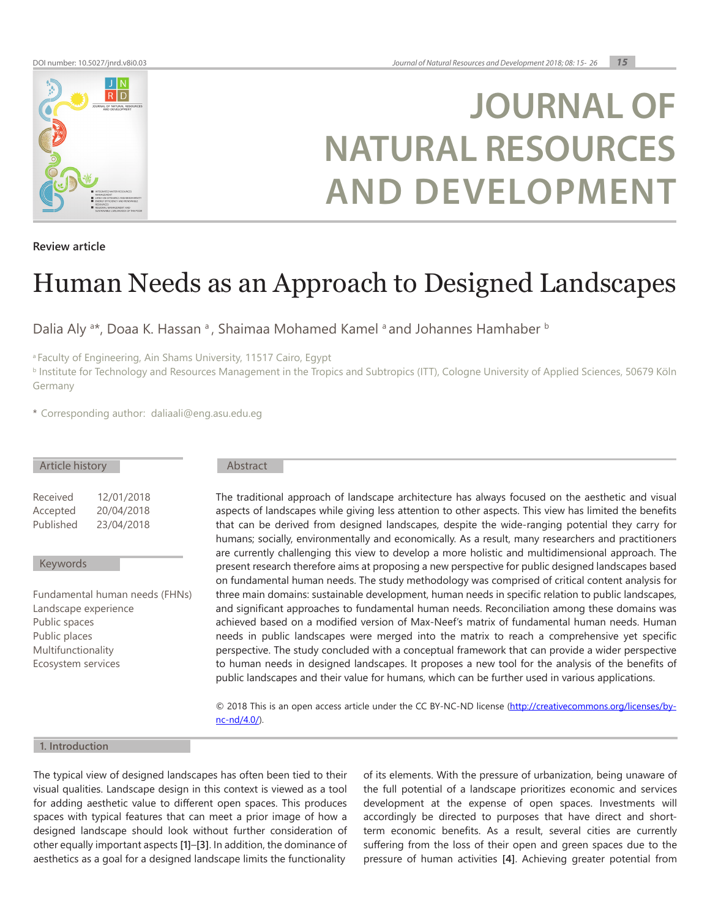DOI number: 10.5027/jnrd.v8i0.03

# JOURNAL OF NATURAL RESOURCES AND DEVELOPMENT

Review article

# Human Needs as an Approach to Designed Landscapes

Dalia Aly [a]*, Doaa K. Hassan [a], Shaimaa Mohamed Kamel [a] and Johannes Hamhaber [b]

[a] Faculty of Engineering, Ain Shams University, 11517 Cairo, Egypt

[b] Institute for Technology and Resources Management in the Tropics and Subtropics (ITT), Cologne University of Applied Sciences, 50679 Köln Germany

\* Corresponding author: daliaali@eng.asu.edu.eg

**Article history**

Received 12/01/2018
Accepted 20/04/2018
Published 23/04/2018

**Keywords**

Fundamental human needs (FHNs)
Landscape experience
Public spaces
Public places
Multifunctionality
Ecosystem services

**Abstract**

The traditional approach of landscape architecture has always focused on the aesthetic and visual aspects of landscapes while giving less attention to other aspects. This view has limited the benefits that can be derived from designed landscapes, despite the wide-ranging potential they carry for humans; socially, environmentally and economically. As a result, many researchers and practitioners are currently challenging this view to develop a more holistic and multidimensional approach. The present research therefore aims at proposing a new perspective for public designed landscapes based on fundamental human needs. The study methodology was comprised of critical content analysis for three main domains: sustainable development, human needs in specific relation to public landscapes, and significant approaches to fundamental human needs. Reconciliation among these domains was achieved based on a modified version of Max-Neef's matrix of fundamental human needs. Human needs in public landscapes were merged into the matrix to reach a comprehensive yet specific perspective. The study concluded with a conceptual framework that can provide a wider perspective to human needs in designed landscapes. It proposes a new tool for the analysis of the benefits of public landscapes and their value for humans, which can be further used in various applications.

© 2018 This is an open access article under the CC BY-NC-ND license (http://creativecommons.org/licenses/by-nc-nd/4.0/).

## 1. Introduction

The typical view of designed landscapes has often been tied to their visual qualities. Landscape design in this context is viewed as a tool for adding aesthetic value to different open spaces. This produces spaces with typical features that can meet a prior image of how a designed landscape should look without further consideration of other equally important aspects **[1]**–**[3]**. In addition, the dominance of aesthetics as a goal for a designed landscape limits the functionality of its elements. With the pressure of urbanization, being unaware of the full potential of a landscape prioritizes economic and services development at the expense of open spaces. Investments will accordingly be directed to purposes that have direct and short-term economic benefits. As a result, several cities are currently suffering from the loss of their open and green spaces due to the pressure of human activities **[4]**. Achieving greater potential from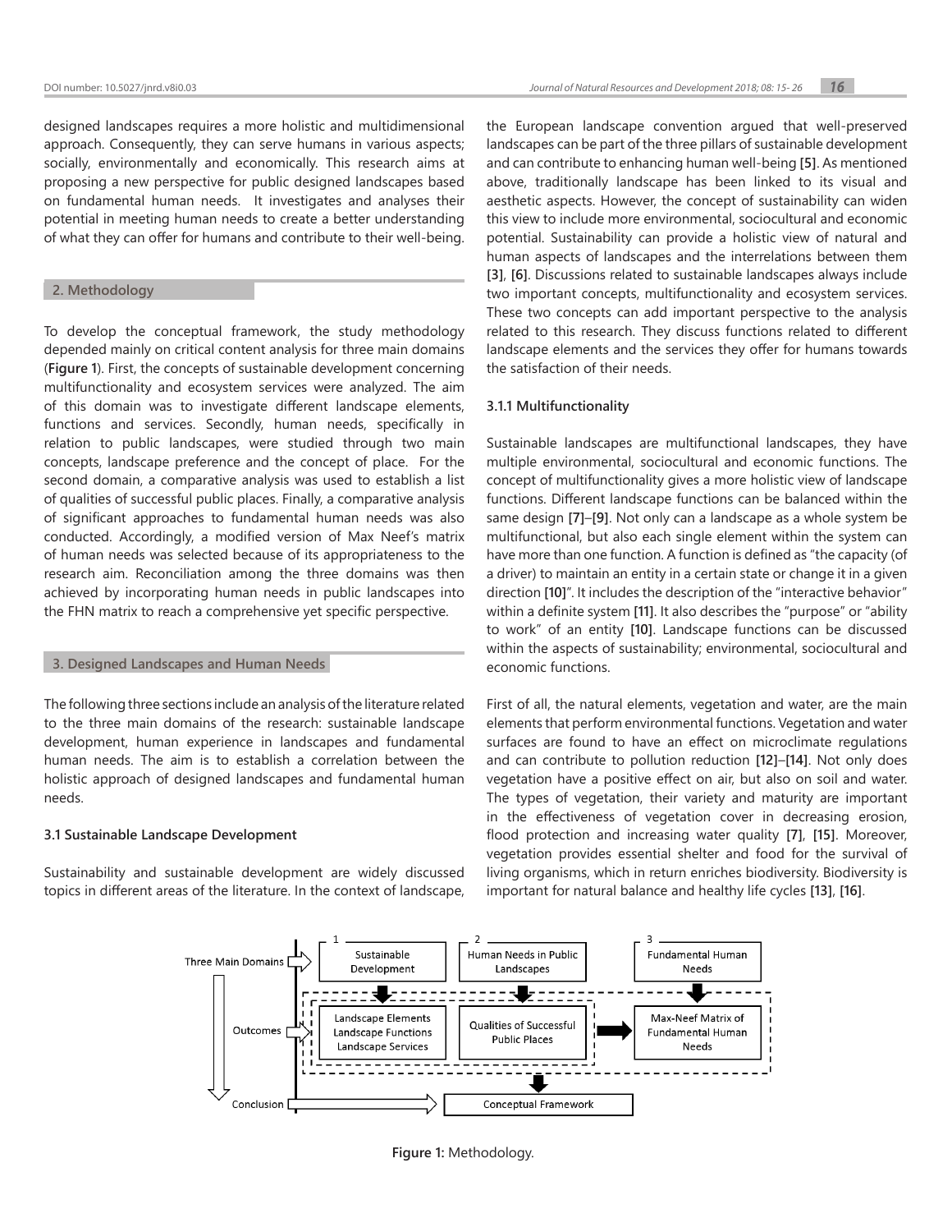designed landscapes requires a more holistic and multidimensional approach. Consequently, they can serve humans in various aspects; socially, environmentally and economically. This research aims at proposing a new perspective for public designed landscapes based on fundamental human needs. It investigates and analyses their potential in meeting human needs to create a better understanding of what they can offer for humans and contribute to their well-being.

## 2. Methodology

To develop the conceptual framework, the study methodology depended mainly on critical content analysis for three main domains (**Figure 1**). First, the concepts of sustainable development concerning multifunctionality and ecosystem services were analyzed. The aim of this domain was to investigate different landscape elements, functions and services. Secondly, human needs, specifically in relation to public landscapes, were studied through two main concepts, landscape preference and the concept of place. For the second domain, a comparative analysis was used to establish a list of qualities of successful public places. Finally, a comparative analysis of significant approaches to fundamental human needs was also conducted. Accordingly, a modified version of Max Neef's matrix of human needs was selected because of its appropriateness to the research aim. Reconciliation among the three domains was then achieved by incorporating human needs in public landscapes into the FHN matrix to reach a comprehensive yet specific perspective.

## 3. Designed Landscapes and Human Needs

The following three sections include an analysis of the literature related to the three main domains of the research: sustainable landscape development, human experience in landscapes and fundamental human needs. The aim is to establish a correlation between the holistic approach of designed landscapes and fundamental human needs.

### 3.1 Sustainable Landscape Development

Sustainability and sustainable development are widely discussed topics in different areas of the literature. In the context of landscape, the European landscape convention argued that well-preserved landscapes can be part of the three pillars of sustainable development and can contribute to enhancing human well-being **[5]**. As mentioned above, traditionally landscape has been linked to its visual and aesthetic aspects. However, the concept of sustainability can widen this view to include more environmental, sociocultural and economic potential. Sustainability can provide a holistic view of natural and human aspects of landscapes and the interrelations between them **[3]**, **[6]**. Discussions related to sustainable landscapes always include two important concepts, multifunctionality and ecosystem services. These two concepts can add important perspective to the analysis related to this research. They discuss functions related to different landscape elements and the services they offer for humans towards the satisfaction of their needs.

#### 3.1.1 Multifunctionality

Sustainable landscapes are multifunctional landscapes, they have multiple environmental, sociocultural and economic functions. The concept of multifunctionality gives a more holistic view of landscape functions. Different landscape functions can be balanced within the same design **[7]**–**[9]**. Not only can a landscape as a whole system be multifunctional, but also each single element within the system can have more than one function. A function is defined as "the capacity (of a driver) to maintain an entity in a certain state or change it in a given direction **[10]**". It includes the description of the "interactive behavior" within a definite system **[11]**. It also describes the "purpose" or "ability to work" of an entity **[10]**. Landscape functions can be discussed within the aspects of sustainability; environmental, sociocultural and economic functions.

First of all, the natural elements, vegetation and water, are the main elements that perform environmental functions. Vegetation and water surfaces are found to have an effect on microclimate regulations and can contribute to pollution reduction **[12]**–**[14]**. Not only does vegetation have a positive effect on air, but also on soil and water. The types of vegetation, their variety and maturity are important in the effectiveness of vegetation cover in decreasing erosion, flood protection and increasing water quality **[7]**, **[15]**. Moreover, vegetation provides essential shelter and food for the survival of living organisms, which in return enriches biodiversity. Biodiversity is important for natural balance and healthy life cycles **[13]**, **[16]**.

**Figure 1:** Methodology.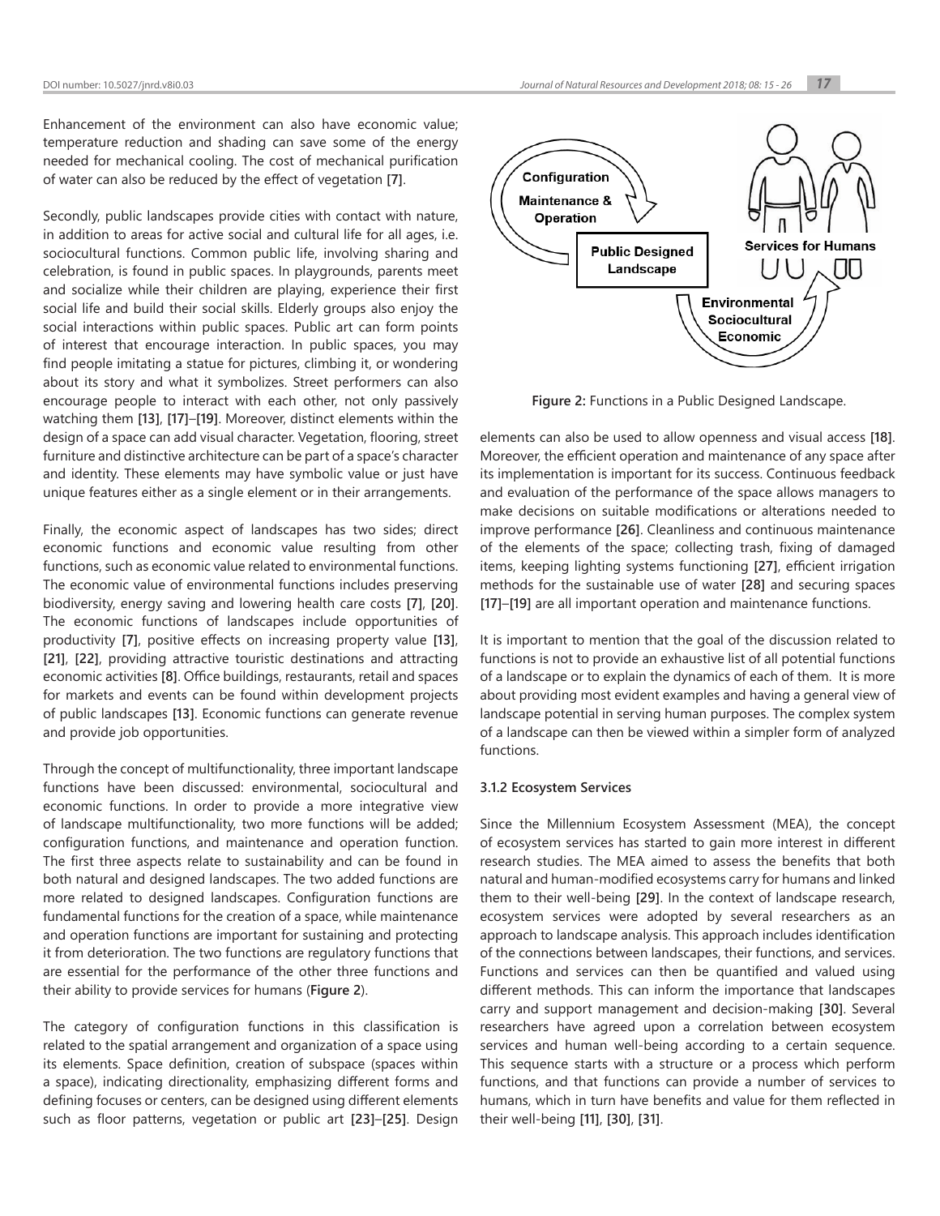Enhancement of the environment can also have economic value; temperature reduction and shading can save some of the energy needed for mechanical cooling. The cost of mechanical purification of water can also be reduced by the effect of vegetation [7].

Secondly, public landscapes provide cities with contact with nature, in addition to areas for active social and cultural life for all ages, i.e. sociocultural functions. Common public life, involving sharing and celebration, is found in public spaces. In playgrounds, parents meet and socialize while their children are playing, experience their first social life and build their social skills. Elderly groups also enjoy the social interactions within public spaces. Public art can form points of interest that encourage interaction. In public spaces, you may find people imitating a statue for pictures, climbing it, or wondering about its story and what it symbolizes. Street performers can also encourage people to interact with each other, not only passively watching them [13], [17]–[19]. Moreover, distinct elements within the design of a space can add visual character. Vegetation, flooring, street furniture and distinctive architecture can be part of a space's character and identity. These elements may have symbolic value or just have unique features either as a single element or in their arrangements.

Finally, the economic aspect of landscapes has two sides; direct economic functions and economic value resulting from other functions, such as economic value related to environmental functions. The economic value of environmental functions includes preserving biodiversity, energy saving and lowering health care costs [7], [20]. The economic functions of landscapes include opportunities of productivity [7], positive effects on increasing property value [13], [21], [22], providing attractive touristic destinations and attracting economic activities [8]. Office buildings, restaurants, retail and spaces for markets and events can be found within development projects of public landscapes [13]. Economic functions can generate revenue and provide job opportunities.

Through the concept of multifunctionality, three important landscape functions have been discussed: environmental, sociocultural and economic functions. In order to provide a more integrative view of landscape multifunctionality, two more functions will be added; configuration functions, and maintenance and operation function. The first three aspects relate to sustainability and can be found in both natural and designed landscapes. The two added functions are more related to designed landscapes. Configuration functions are fundamental functions for the creation of a space, while maintenance and operation functions are important for sustaining and protecting it from deterioration. The two functions are regulatory functions that are essential for the performance of the other three functions and their ability to provide services for humans (**Figure 2**).

The category of configuration functions in this classification is related to the spatial arrangement and organization of a space using its elements. Space definition, creation of subspace (spaces within a space), indicating directionality, emphasizing different forms and defining focuses or centers, can be designed using different elements such as floor patterns, vegetation or public art [23]–[25]. Design elements can also be used to allow openness and visual access [18]. Moreover, the efficient operation and maintenance of any space after its implementation is important for its success. Continuous feedback and evaluation of the performance of the space allows managers to make decisions on suitable modifications or alterations needed to improve performance [26]. Cleanliness and continuous maintenance of the elements of the space; collecting trash, fixing of damaged items, keeping lighting systems functioning [27], efficient irrigation methods for the sustainable use of water [28] and securing spaces [17]–[19] are all important operation and maintenance functions.

Configuration

Maintenance & Operation

Public Designed Landscape

Services for Humans

Environmental

Sociocultural

Economic

**Figure 2:** Functions in a Public Designed Landscape.

It is important to mention that the goal of the discussion related to functions is not to provide an exhaustive list of all potential functions of a landscape or to explain the dynamics of each of them. It is more about providing most evident examples and having a general view of landscape potential in serving human purposes. The complex system of a landscape can then be viewed within a simpler form of analyzed functions.

#### 3.1.2 Ecosystem Services

Since the Millennium Ecosystem Assessment (MEA), the concept of ecosystem services has started to gain more interest in different research studies. The MEA aimed to assess the benefits that both natural and human-modified ecosystems carry for humans and linked them to their well-being [29]. In the context of landscape research, ecosystem services were adopted by several researchers as an approach to landscape analysis. This approach includes identification of the connections between landscapes, their functions, and services. Functions and services can then be quantified and valued using different methods. This can inform the importance that landscapes carry and support management and decision-making [30]. Several researchers have agreed upon a correlation between ecosystem services and human well-being according to a certain sequence. This sequence starts with a structure or a process which perform functions, and that functions can provide a number of services to humans, which in turn have benefits and value for them reflected in their well-being [11], [30], [31].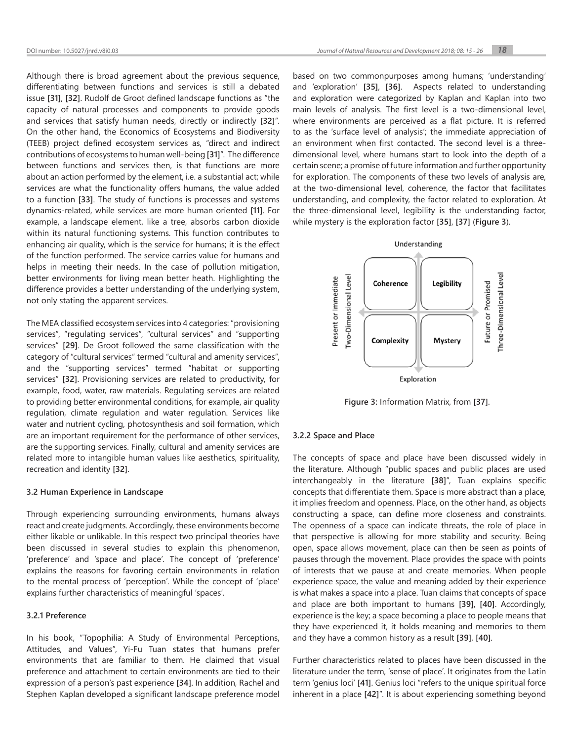Although there is broad agreement about the previous sequence, differentiating between functions and services is still a debated issue **[31]**, **[32]**. Rudolf de Groot defined landscape functions as "the capacity of natural processes and components to provide goods and services that satisfy human needs, directly or indirectly **[32]**". On the other hand, the Economics of Ecosystems and Biodiversity (TEEB) project defined ecosystem services as, "direct and indirect contributions of ecosystems to human well-being **[31]**". The difference between functions and services then, is that functions are more about an action performed by the element, i.e. a substantial act; while services are what the functionality offers humans, the value added to a function **[33]**. The study of functions is processes and systems dynamics-related, while services are more human oriented **[11]**. For example, a landscape element, like a tree, absorbs carbon dioxide within its natural functioning systems. This function contributes to enhancing air quality, which is the service for humans; it is the effect of the function performed. The service carries value for humans and helps in meeting their needs. In the case of pollution mitigation, better environments for living mean better heath. Highlighting the difference provides a better understanding of the underlying system, not only stating the apparent services.

The MEA classified ecosystem services into 4 categories: "provisioning services", "regulating services", "cultural services" and "supporting services" **[29]**. De Groot followed the same classification with the category of "cultural services" termed "cultural and amenity services", and the "supporting services" termed "habitat or supporting services" **[32]**. Provisioning services are related to productivity, for example, food, water, raw materials. Regulating services are related to providing better environmental conditions, for example, air quality regulation, climate regulation and water regulation. Services like water and nutrient cycling, photosynthesis and soil formation, which are an important requirement for the performance of other services, are the supporting services. Finally, cultural and amenity services are related more to intangible human values like aesthetics, spirituality, recreation and identity **[32]**.

### 3.2 Human Experience in Landscape

Through experiencing surrounding environments, humans always react and create judgments. Accordingly, these environments become either likable or unlikable. In this respect two principal theories have been discussed in several studies to explain this phenomenon, 'preference' and 'space and place'. The concept of 'preference' explains the reasons for favoring certain environments in relation to the mental process of 'perception'. While the concept of 'place' explains further characteristics of meaningful 'spaces'.

#### 3.2.1 Preference

In his book, "Topophilia: A Study of Environmental Perceptions, Attitudes, and Values", Yi-Fu Tuan states that humans prefer environments that are familiar to them. He claimed that visual preference and attachment to certain environments are tied to their expression of a person's past experience **[34]**. In addition, Rachel and Stephen Kaplan developed a significant landscape preference model based on two commonpurposes among humans; 'understanding' and 'exploration' **[35]**, **[36]**. Aspects related to understanding and exploration were categorized by Kaplan and Kaplan into two main levels of analysis. The first level is a two-dimensional level, where environments are perceived as a flat picture. It is referred to as the 'surface level of analysis'; the immediate appreciation of an environment when first contacted. The second level is a three-dimensional level, where humans start to look into the depth of a certain scene; a promise of future information and further opportunity for exploration. The components of these two levels of analysis are, at the two-dimensional level, coherence, the factor that facilitates understanding, and complexity, the factor related to exploration. At the three-dimensional level, legibility is the understanding factor, while mystery is the exploration factor **[35]**, **[37]** (**Figure 3**).

| | Present or Immediate / Two-Dimensional Level | Future or Promised / Three-Dimensional Level |
|---|---|---|
| Understanding | Coherence | Legibility |
| Exploration | Complexity | Mystery |

**Figure 3:** Information Matrix, from **[37]**.

#### 3.2.2 Space and Place

The concepts of space and place have been discussed widely in the literature. Although "public spaces and public places are used interchangeably in the literature **[38]**", Tuan explains specific concepts that differentiate them. Space is more abstract than a place, it implies freedom and openness. Place, on the other hand, as objects constructing a space, can define more closeness and constraints. The openness of a space can indicate threats, the role of place in that perspective is allowing for more stability and security. Being open, space allows movement, place can then be seen as points of pauses through the movement. Place provides the space with points of interests that we pause at and create memories. When people experience space, the value and meaning added by their experience is what makes a space into a place. Tuan claims that concepts of space and place are both important to humans **[39]**, **[40]**. Accordingly, experience is the key; a space becoming a place to people means that they have experienced it, it holds meaning and memories to them and they have a common history as a result **[39]**, **[40]**.

Further characteristics related to places have been discussed in the literature under the term, 'sense of place'. It originates from the Latin term 'genius loci' **[41]**. Genius loci "refers to the unique spiritual force inherent in a place **[42]**". It is about experiencing something beyond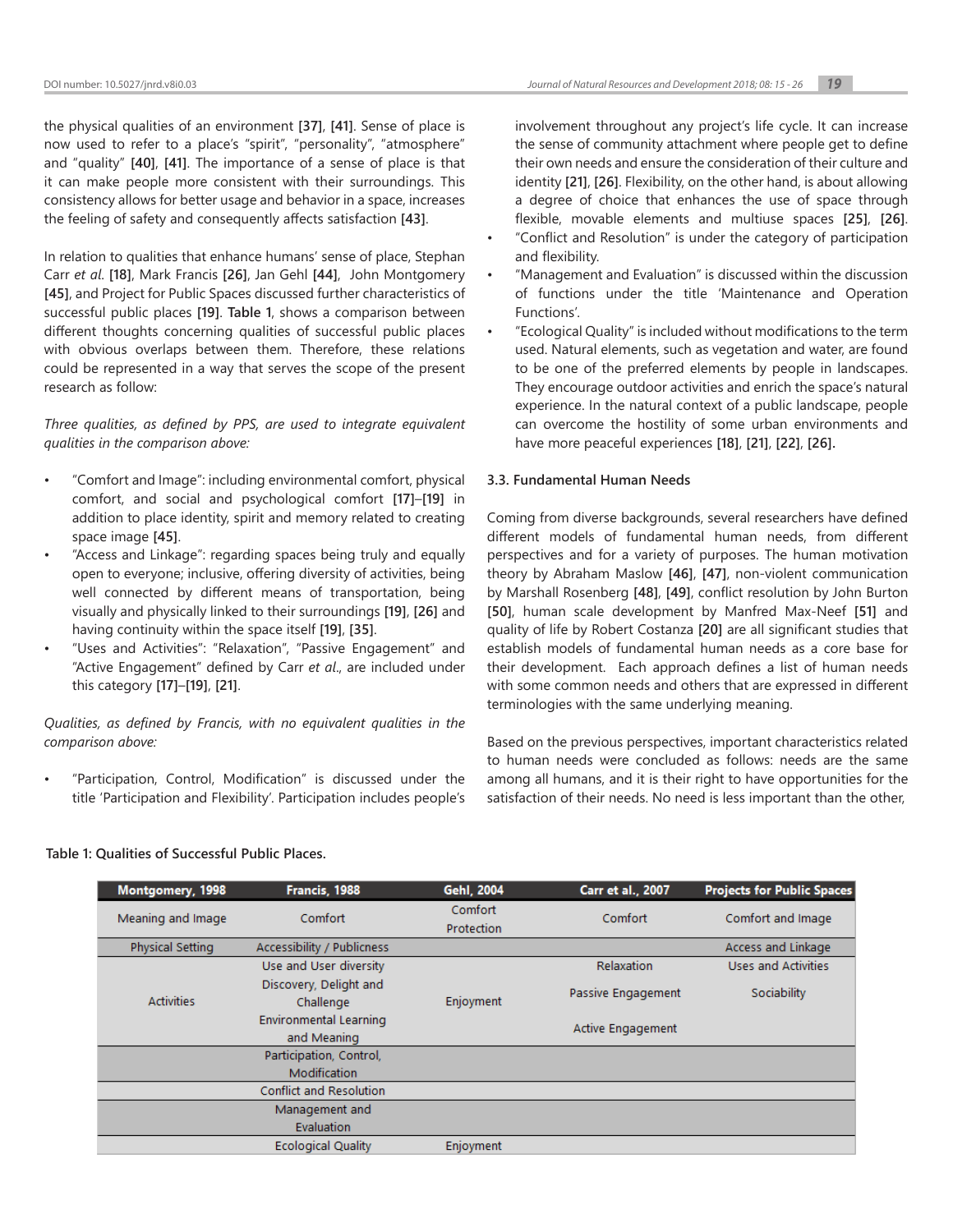the physical qualities of an environment [37], [41]. Sense of place is now used to refer to a place's "spirit", "personality", "atmosphere" and "quality" [40], [41]. The importance of a sense of place is that it can make people more consistent with their surroundings. This consistency allows for better usage and behavior in a space, increases the feeling of safety and consequently affects satisfaction [43].

In relation to qualities that enhance humans' sense of place, Stephan Carr *et al.* [18], Mark Francis [26], Jan Gehl [44], John Montgomery [45], and Project for Public Spaces discussed further characteristics of successful public places [19]. **Table 1**, shows a comparison between different thoughts concerning qualities of successful public places with obvious overlaps between them. Therefore, these relations could be represented in a way that serves the scope of the present research as follow:

*Three qualities, as defined by PPS, are used to integrate equivalent qualities in the comparison above:*

- "Comfort and Image": including environmental comfort, physical comfort, and social and psychological comfort [17]–[19] in addition to place identity, spirit and memory related to creating space image [45].
- "Access and Linkage": regarding spaces being truly and equally open to everyone; inclusive, offering diversity of activities, being well connected by different means of transportation, being visually and physically linked to their surroundings [19], [26] and having continuity within the space itself [19], [35].
- "Uses and Activities": "Relaxation", "Passive Engagement" and "Active Engagement" defined by Carr *et al.*, are included under this category [17]–[19], [21].

*Qualities, as defined by Francis, with no equivalent qualities in the comparison above:*

- "Participation, Control, Modification" is discussed under the title 'Participation and Flexibility'. Participation includes people's involvement throughout any project's life cycle. It can increase the sense of community attachment where people get to define their own needs and ensure the consideration of their culture and identity [21], [26]. Flexibility, on the other hand, is about allowing a degree of choice that enhances the use of space through flexible, movable elements and multiuse spaces [25], [26].
- "Conflict and Resolution" is under the category of participation and flexibility.
- "Management and Evaluation" is discussed within the discussion of functions under the title 'Maintenance and Operation Functions'.
- "Ecological Quality" is included without modifications to the term used. Natural elements, such as vegetation and water, are found to be one of the preferred elements by people in landscapes. They encourage outdoor activities and enrich the space's natural experience. In the natural context of a public landscape, people can overcome the hostility of some urban environments and have more peaceful experiences [18], [21], [22], [26].

### 3.3. Fundamental Human Needs

Coming from diverse backgrounds, several researchers have defined different models of fundamental human needs, from different perspectives and for a variety of purposes. The human motivation theory by Abraham Maslow [46], [47], non-violent communication by Marshall Rosenberg [48], [49], conflict resolution by John Burton [50], human scale development by Manfred Max-Neef [51] and quality of life by Robert Costanza [20] are all significant studies that establish models of fundamental human needs as a core base for their development. Each approach defines a list of human needs with some common needs and others that are expressed in different terminologies with the same underlying meaning.

Based on the previous perspectives, important characteristics related to human needs were concluded as follows: needs are the same among all humans, and it is their right to have opportunities for the satisfaction of their needs. No need is less important than the other,

**Table 1: Qualities of Successful Public Places.**

| Montgomery, 1998 | Francis, 1988 | Gehl, 2004 | Carr et al., 2007 | Projects for Public Spaces |
|---|---|---|---|---|
| Meaning and Image | Comfort | Comfort Protection | Comfort | Comfort and Image |
| Physical Setting | Accessibility / Publicness | | | Access and Linkage |
| Activities | Use and User diversity | Enjoyment | Relaxation | Uses and Activities |
| | Discovery, Delight and Challenge | | Passive Engagement | Sociability |
| | Environmental Learning and Meaning | | Active Engagement | |
| | Participation, Control, Modification | | | |
| | Conflict and Resolution | | | |
| | Management and Evaluation | | | |
| | Ecological Quality | Enjoyment | | |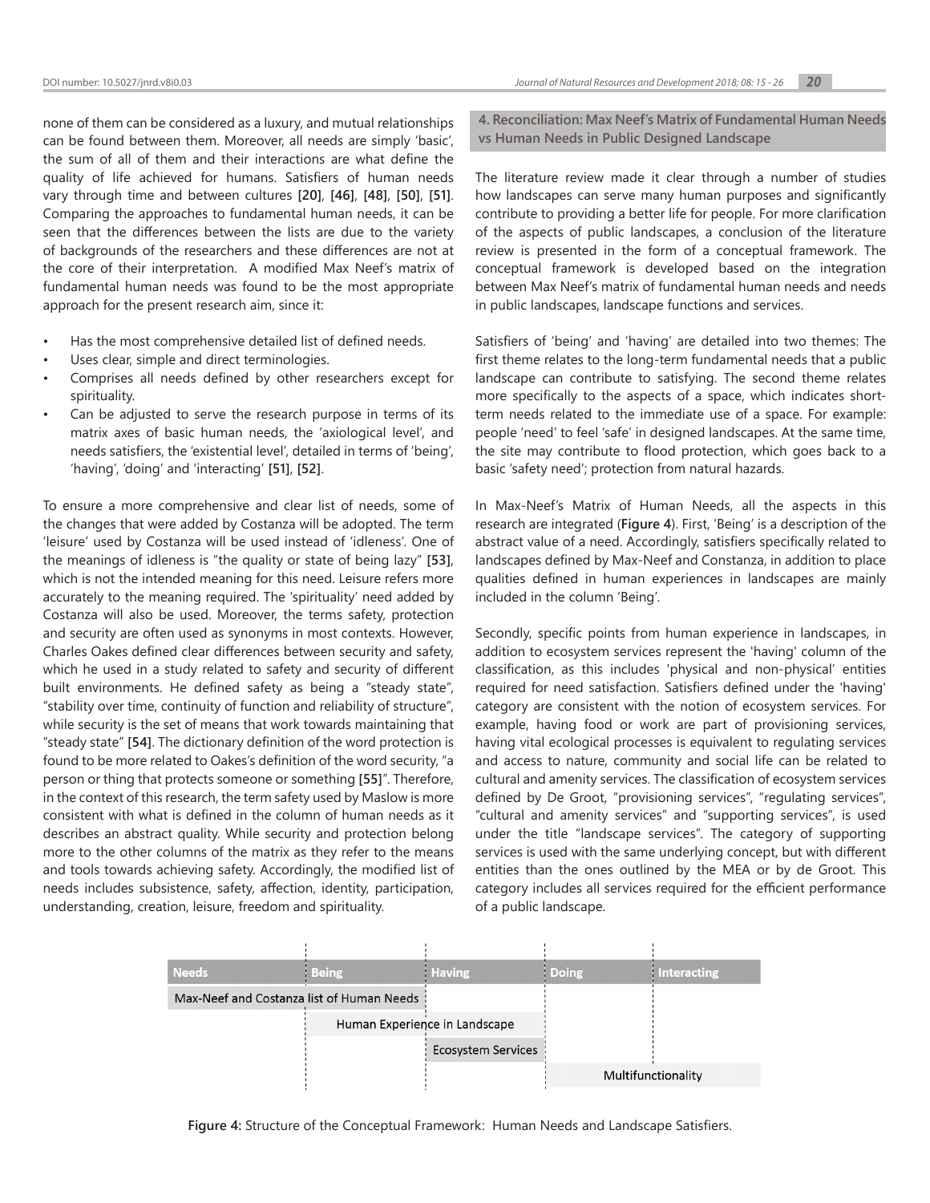none of them can be considered as a luxury, and mutual relationships can be found between them. Moreover, all needs are simply 'basic', the sum of all of them and their interactions are what define the quality of life achieved for humans. Satisfiers of human needs vary through time and between cultures **[20]**, **[46]**, **[48]**, **[50]**, **[51]**. Comparing the approaches to fundamental human needs, it can be seen that the differences between the lists are due to the variety of backgrounds of the researchers and these differences are not at the core of their interpretation. A modified Max Neef's matrix of fundamental human needs was found to be the most appropriate approach for the present research aim, since it:

- Has the most comprehensive detailed list of defined needs.
- Uses clear, simple and direct terminologies.
- Comprises all needs defined by other researchers except for spirituality.
- Can be adjusted to serve the research purpose in terms of its matrix axes of basic human needs, the 'axiological level', and needs satisfiers, the 'existential level', detailed in terms of 'being', 'having', 'doing' and 'interacting' **[51]**, **[52]**.

To ensure a more comprehensive and clear list of needs, some of the changes that were added by Costanza will be adopted. The term 'leisure' used by Costanza will be used instead of 'idleness'. One of the meanings of idleness is "the quality or state of being lazy" **[53]**, which is not the intended meaning for this need. Leisure refers more accurately to the meaning required. The 'spirituality' need added by Costanza will also be used. Moreover, the terms safety, protection and security are often used as synonyms in most contexts. However, Charles Oakes defined clear differences between security and safety, which he used in a study related to safety and security of different built environments. He defined safety as being a "steady state", "stability over time, continuity of function and reliability of structure", while security is the set of means that work towards maintaining that "steady state" **[54]**. The dictionary definition of the word protection is found to be more related to Oakes's definition of the word security, "a person or thing that protects someone or something **[55]**". Therefore, in the context of this research, the term safety used by Maslow is more consistent with what is defined in the column of human needs as it describes an abstract quality. While security and protection belong more to the other columns of the matrix as they refer to the means and tools towards achieving safety. Accordingly, the modified list of needs includes subsistence, safety, affection, identity, participation, understanding, creation, leisure, freedom and spirituality.

## 4. Reconciliation: Max Neef's Matrix of Fundamental Human Needs vs Human Needs in Public Designed Landscape

The literature review made it clear through a number of studies how landscapes can serve many human purposes and significantly contribute to providing a better life for people. For more clarification of the aspects of public landscapes, a conclusion of the literature review is presented in the form of a conceptual framework. The conceptual framework is developed based on the integration between Max Neef's matrix of fundamental human needs and needs in public landscapes, landscape functions and services.

Satisfiers of 'being' and 'having' are detailed into two themes: The first theme relates to the long-term fundamental needs that a public landscape can contribute to satisfying. The second theme relates more specifically to the aspects of a space, which indicates short-term needs related to the immediate use of a space. For example: people 'need' to feel 'safe' in designed landscapes. At the same time, the site may contribute to flood protection, which goes back to a basic 'safety need'; protection from natural hazards.

In Max-Neef's Matrix of Human Needs, all the aspects in this research are integrated (**Figure 4**). First, 'Being' is a description of the abstract value of a need. Accordingly, satisfiers specifically related to landscapes defined by Max-Neef and Constanza, in addition to place qualities defined in human experiences in landscapes are mainly included in the column 'Being'.

Secondly, specific points from human experience in landscapes, in addition to ecosystem services represent the 'having' column of the classification, as this includes 'physical and non-physical' entities required for need satisfaction. Satisfiers defined under the 'having' category are consistent with the notion of ecosystem services. For example, having food or work are part of provisioning services, having vital ecological processes is equivalent to regulating services and access to nature, community and social life can be related to cultural and amenity services. The classification of ecosystem services defined by De Groot, "provisioning services", "regulating services", "cultural and amenity services" and "supporting services", is used under the title "landscape services". The category of supporting services is used with the same underlying concept, but with different entities than the ones outlined by the MEA or by de Groot. This category includes all services required for the efficient performance of a public landscape.

| Needs | Being | Having | Doing | Interacting |
|---|---|---|---|---|
| Max-Neef and Costanza list of Human Needs | | | | |
| | Human Experience in Landscape | | | |
| | | Ecosystem Services | | |
| | | | Multifunctionality | |

**Figure 4:** Structure of the Conceptual Framework: Human Needs and Landscape Satisfiers.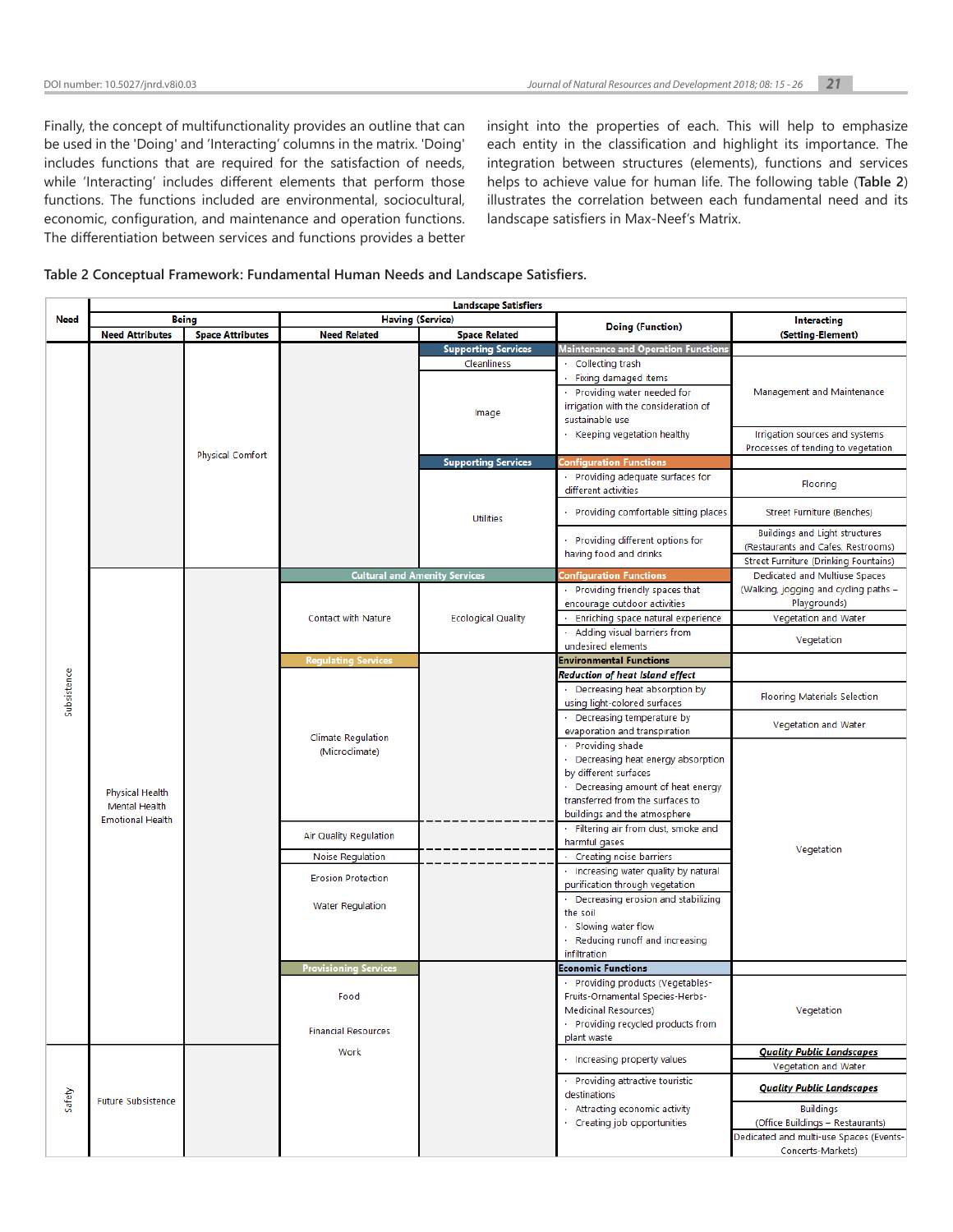Finally, the concept of multifunctionality provides an outline that can be used in the 'Doing' and 'Interacting' columns in the matrix. 'Doing' includes functions that are required for the satisfaction of needs, while 'Interacting' includes different elements that perform those functions. The functions included are environmental, sociocultural, economic, configuration, and maintenance and operation functions. The differentiation between services and functions provides a better insight into the properties of each. This will help to emphasize each entity in the classification and highlight its importance. The integration between structures (elements), functions and services helps to achieve value for human life. The following table (**Table 2**) illustrates the correlation between each fundamental need and its landscape satisfiers in Max-Neef's Matrix.

**Table 2 Conceptual Framework: Fundamental Human Needs and Landscape Satisfiers.**

| Need | Landscape Satisfiers | | | | | |
|---|---|---|---|---|---|---|
| | Being | | Having (Service) | | Doing (Function) | Interacting (Setting-Element) |
| | Need Attributes | Space Attributes | Need Related | Space Related | | |
| Subsistence | | Physical Comfort | | **Supporting Services** | **Maintenance and Operation Functions** | |
| | | | | Cleanliness | · Collecting trash<br>· Fixing damaged items | Management and Maintenance |
| | | | | Image | · Providing water needed for irrigation with the consideration of sustainable use | Management and Maintenance |
| | | | | | · Keeping vegetation healthy | Irrigation sources and systems<br>Processes of tending to vegetation |
| | | | | **Supporting Services** | **Configuration Functions** | |
| | | | | Utilities | · Providing adequate surfaces for different activities | Flooring |
| | | | | | · Providing comfortable sitting places | Street Furniture (Benches) |
| | | | | | · Providing different options for having food and drinks | Buildings and Light structures (Restaurants and Cafes, Restrooms)<br>Street Furniture (Drinking Fountains) |
| | Physical Health<br>Mental Health<br>Emotional Health | | **Cultural and Amenity Services** | | **Configuration Functions** | |
| | | | Contact with Nature | Ecological Quality | · Providing friendly spaces that encourage outdoor activities | Dedicated and Multiuse Spaces (Walking, jogging and cycling paths – Playgrounds) |
| | | | | | · Enriching space natural experience | Vegetation and Water |
| | | | | | · Adding visual barriers from undesired elements | Vegetation |
| | | | **Regulating Services** | | **Environmental Functions** | |
| | | | Climate Regulation (Microclimate) | | ***Reduction of heat Island effect*** | |
| | | | | | · Decreasing heat absorption by using light-colored surfaces | Flooring Materials Selection |
| | | | | | · Decreasing temperature by evaporation and transpiration | Vegetation and Water |
| | | | | | · Providing shade<br>· Decreasing heat energy absorption by different surfaces<br>· Decreasing amount of heat energy transferred from the surfaces to buildings and the atmosphere | Vegetation |
| | | | Air Quality Regulation | | · Filtering air from dust, smoke and harmful gases | Vegetation |
| | | | Noise Regulation | | · Creating noise barriers | Vegetation |
| | | | Erosion Protection<br>Water Regulation | | · Increasing water quality by natural purification through vegetation<br>· Decreasing erosion and stabilizing the soil<br>· Slowing water flow<br>· Reducing runoff and increasing infiltration | Vegetation |
| | | | **Provisioning Services** | | **Economic Functions** | |
| | | | Food<br>Financial Resources<br>Work | | · Providing products (Vegetables-Fruits-Ornamental Species-Herbs-Medicinal Resources)<br>· Providing recycled products from plant waste | Vegetation |
| Safety | Future Subsistence | | | | · Increasing property values | ***Quality Public Landscapes***<br>Vegetation and Water |
| | | | | | · Providing attractive touristic destinations<br>· Attracting economic activity<br>· Creating job opportunities | ***Quality Public Landscapes***<br>Buildings (Office Buildings – Restaurants)<br>Dedicated and multi-use Spaces (Events-Concerts-Markets) |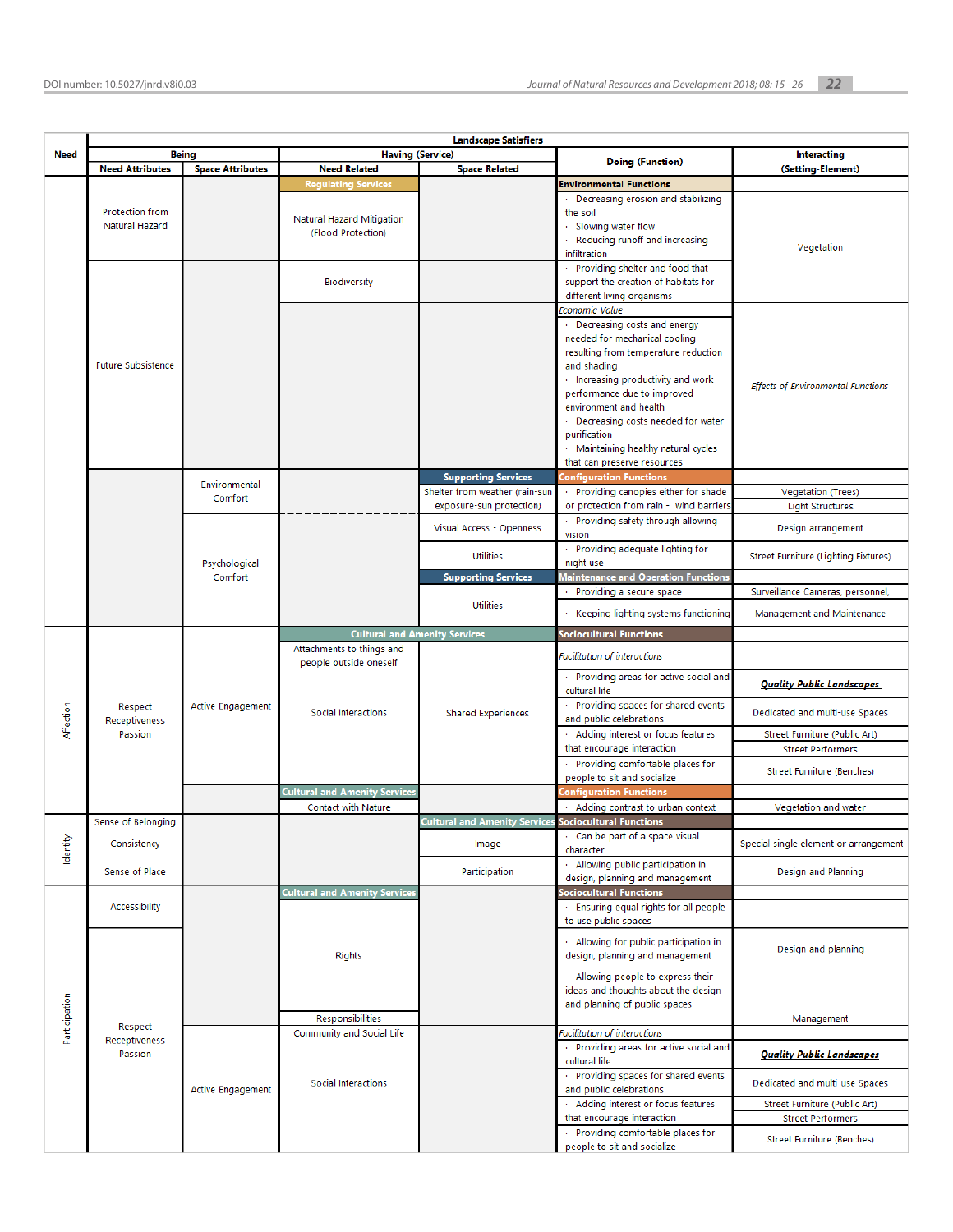| Need | Landscape Satisfiers | | | | | |
|---|---|---|---|---|---|---|
| | Being | | Having (Service) | | Doing (Function) | Interacting (Setting-Element) |
| | Need Attributes | Space Attributes | Need Related | Space Related | | |
| | | | Regulating Services | | Environmental Functions | |
| | Protection from Natural Hazard | | Natural Hazard Mitigation (Flood Protection) | | · Decreasing erosion and stabilizing the soil<br>· Slowing water flow<br>· Reducing runoff and increasing infiltration | Vegetation |
| | | | Biodiversity | | · Providing shelter and food that support the creation of habitats for different living organisms | |
| | Future Subsistence | | | | *Economic Value* | |
| | | | | | · Decreasing costs and energy needed for mechanical cooling resulting from temperature reduction and shading<br>· Increasing productivity and work performance due to improved environment and health<br>· Decreasing costs needed for water purification<br>· Maintaining healthy natural cycles that can preserve resources | *Effects of Environmental Functions* |
| | | | | Supporting Services | Configuration Functions | |
| | | Environmental Comfort | | Shelter from weather (rain-sun exposure-sun protection) | · Providing canopies either for shade or protection from rain - wind barriers | Vegetation (Trees)<br>Light Structures |
| | | Psychological Comfort | | Visual Access - Openness | · Providing safety through allowing vision | Design arrangement |
| | | | | Utilities | · Providing adequate lighting for night use | Street Furniture (Lighting Fixtures) |
| | | | | Supporting Services | Maintenance and Operation Functions | |
| | | | | Utilities | · Providing a secure space | Surveillance Cameras, personnel, |
| | | | | | · Keeping lighting systems functioning | Management and Maintenance |
| Affection | | | Cultural and Amenity Services | | Sociocultural Functions | |
| | Respect<br>Receptiveness<br>Passion | Active Engagement | Attachments to things and people outside oneself | Shared Experiences | *Facilitation of interactions* | |
| | | | Social Interactions | | · Providing areas for active social and cultural life | ***Quality Public Landscapes*** |
| | | | | | · Providing spaces for shared events and public celebrations | Dedicated and multi-use Spaces |
| | | | | | · Adding interest or focus features that encourage interaction | Street Furniture (Public Art)<br>Street Performers |
| | | | | | · Providing comfortable places for people to sit and socialize | Street Furniture (Benches) |
| | | | Cultural and Amenity Services | | Configuration Functions | |
| | | | Contact with Nature | | · Adding contrast to urban context | Vegetation and water |
| Identity | Sense of Belonging | | | Cultural and Amenity Services | Sociocultural Functions | |
| | Consistency | | | Image | · Can be part of a space visual character | Special single element or arrangement |
| | Sense of Place | | | Participation | · Allowing public participation in design, planning and management | Design and Planning |
| Participation | | | Cultural and Amenity Services | | Sociocultural Functions | |
| | Accessibility | | Rights | | · Ensuring equal rights for all people to use public spaces | Design and planning |
| | Respect<br>Receptiveness<br>Passion | | | | · Allowing for public participation in design, planning and management<br>· Allowing people to express their ideas and thoughts about the design and planning of public spaces | |
| | | | Responsibilities | | | Management |
| | | Active Engagement | Community and Social Life | | *Facilitation of interactions* | |
| | | | Social Interactions | | · Providing areas for active social and cultural life | ***Quality Public Landscapes*** |
| | | | | | · Providing spaces for shared events and public celebrations | Dedicated and multi-use Spaces |
| | | | | | · Adding interest or focus features that encourage interaction | Street Furniture (Public Art)<br>Street Performers |
| | | | | | · Providing comfortable places for people to sit and socialize | Street Furniture (Benches) |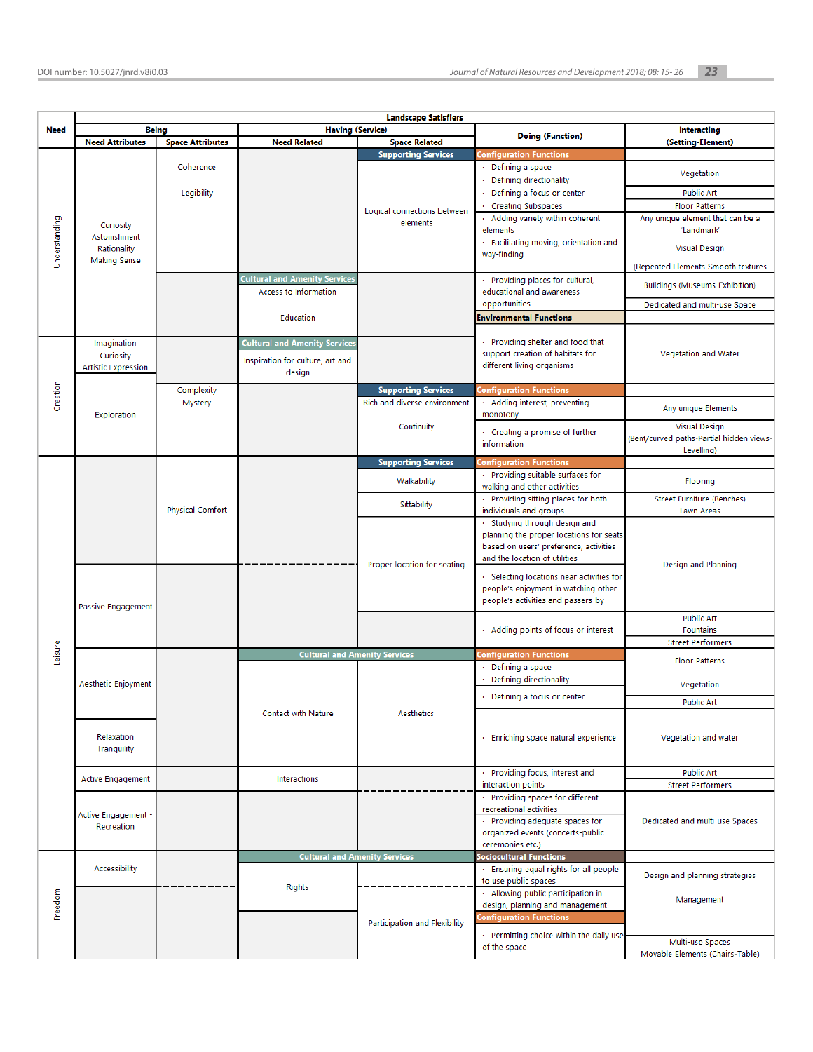| Need | Landscape Satisfiers | | | | | |
|---|---|---|---|---|---|---|
| | Being | | Having (Service) | | Doing (Function) | Interacting (Setting-Element) |
| | Need Attributes | Space Attributes | Need Related | Space Related | | |
| Understanding | Curiosity Astonishment Rationality Making Sense | Coherence Legibility | | **Supporting Services** Logical connections between elements | **Configuration Functions** · Defining a space · Defining directionality · Defining a focus or center · Creating Subspaces | Vegetation; Public Art; Floor Patterns |
| | | | | | · Adding variety within coherent elements · Facilitating moving, orientation and way-finding | Any unique element that can be a 'Landmark'; Visual Design (Repeated Elements-Smooth textures |
| | | | **Cultural and Amenity Services** Access to Information Education | | · Providing places for cultural, educational and awareness opportunities | Buildings (Museums-Exhibition); Dedicated and multi-use Space |
| Creation | Imagination Curiosity Artistic Expression | | **Cultural and Amenity Services** Inspiration for culture, art and design | | **Environmental Functions** · Providing shelter and food that support creation of habitats for different living organisms | Vegetation and Water |
| | Exploration | Complexity Mystery | | **Supporting Services** Rich and diverse environment | **Configuration Functions** · Adding interest, preventing monotony | Any unique Elements |
| | | | | Continuity | · Creating a promise of further information | Visual Design (Bent/curved paths-Partial hidden views-Levelling) |
| Leisure | | Physical Comfort | | **Supporting Services** Walkability | **Configuration Functions** · Providing suitable surfaces for walking and other activities | Flooring |
| | | | | Sittability | · Providing sitting places for both individuals and groups | Street Furniture (Benches) Lawn Areas |
| | | | | Proper location for seating | · Studying through design and planning the proper locations for seats based on users' preference, activities and the location of utilities | Design and Planning |
| | Passive Engagement | | | | · Selecting locations near activities for people's enjoyment in watching other people's activities and passers-by | |
| | | | | | · Adding points of focus or interest | Public Art Fountains; Street Performers |
| | Aesthetic Enjoyment | | **Cultural and Amenity Services** Contact with Nature | Aesthetics | **Configuration Functions** · Defining a space · Defining directionality | Floor Patterns; Vegetation |
| | | | | | · Defining a focus or center | Public Art |
| | Relaxation Tranquility | | | | · Enriching space natural experience | Vegetation and water |
| | Active Engagement | | Interactions | | · Providing focus, interest and interaction points | Public Art; Street Performers |
| | Active Engagement - Recreation | | | | · Providing spaces for different recreational activities · Providing adequate spaces for organized events (concerts-public ceremonies etc.) | Dedicated and multi-use Spaces |
| Freedom | Accessibility | | **Cultural and Amenity Services** Rights | | **Sociocultural Functions** · Ensuring equal rights for all people to use public spaces | Design and planning strategies |
| | | | | Participation and Flexibility | · Allowing public participation in design, planning and management | Management |
| | | | | | **Configuration Functions** · Permitting choice within the daily use of the space | Multi-use Spaces Movable Elements (Chairs-Table) |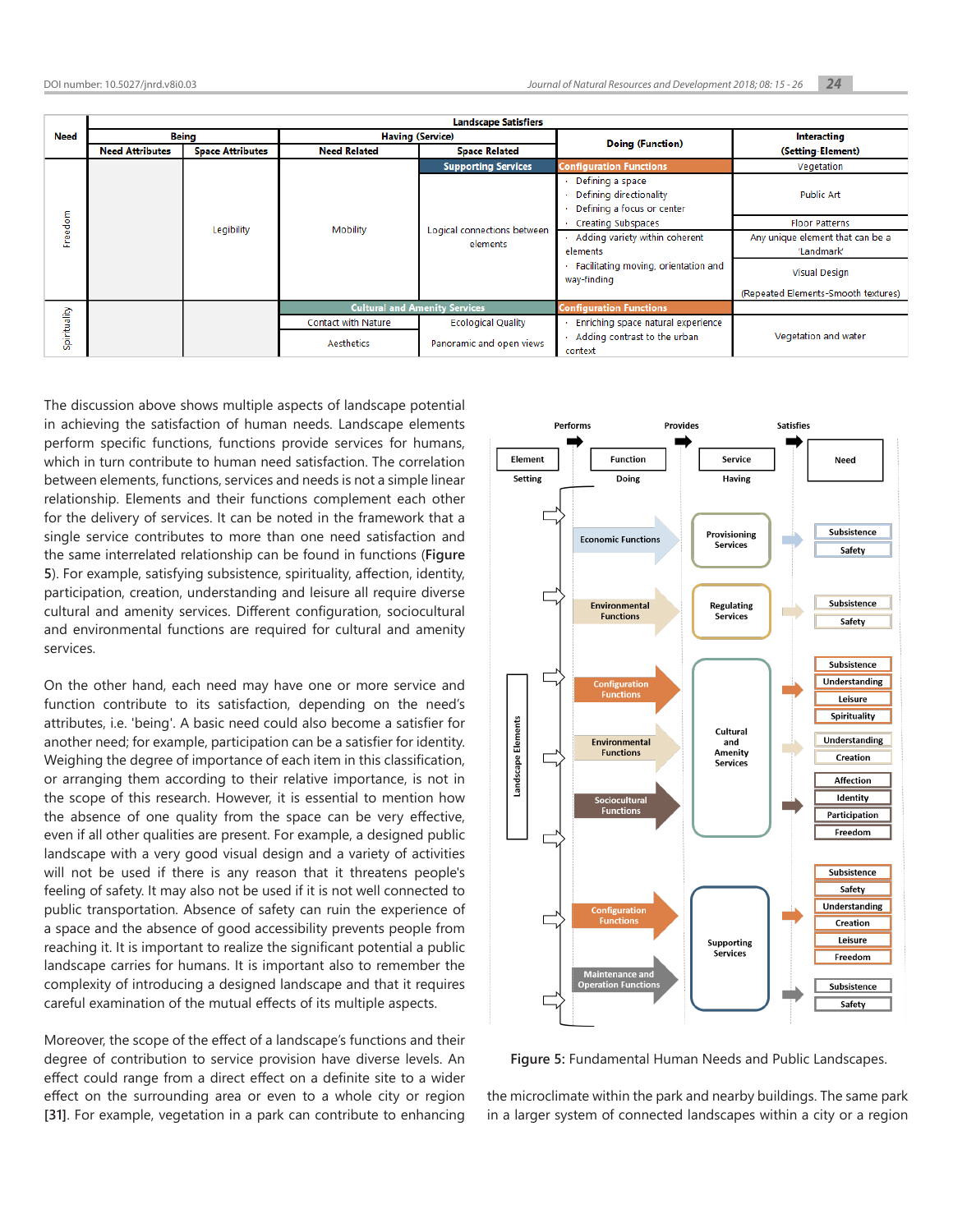| Need | Landscape Satisfiers | | | | | |
|---|---|---|---|---|---|---|
| | Being | | Having (Service) | | Doing (Function) | Interacting (Setting-Element) |
| | Need Attributes | Space Attributes | Need Related | Space Related | | |
| Freedom | | Legibility | Mobility | **Supporting Services** Logical connections between elements | **Configuration Functions** · Defining a space · Defining directionality · Defining a focus or center · Creating Subspaces · Adding variety within coherent elements · Facilitating moving, orientation and way-finding | Vegetation; Public Art; Floor Patterns; Any unique element that can be a 'Landmark'; Visual Design (Repeated Elements-Smooth textures) |
| Spirituality | | | **Cultural and Amenity Services** Contact with Nature; Aesthetics | Ecological Quality; Panoramic and open views | **Configuration Functions** · Enriching space natural experience · Adding contrast to the urban context | Vegetation and water |

The discussion above shows multiple aspects of landscape potential in achieving the satisfaction of human needs. Landscape elements perform specific functions, functions provide services for humans, which in turn contribute to human need satisfaction. The correlation between elements, functions, services and needs is not a simple linear relationship. Elements and their functions complement each other for the delivery of services. It can be noted in the framework that a single service contributes to more than one need satisfaction and the same interrelated relationship can be found in functions (**Figure 5**). For example, satisfying subsistence, spirituality, affection, identity, participation, creation, understanding and leisure all require diverse cultural and amenity services. Different configuration, sociocultural and environmental functions are required for cultural and amenity services.

On the other hand, each need may have one or more service and function contribute to its satisfaction, depending on the need's attributes, i.e. 'being'. A basic need could also become a satisfier for another need; for example, participation can be a satisfier for identity. Weighing the degree of importance of each item in this classification, or arranging them according to their relative importance, is not in the scope of this research. However, it is essential to mention how the absence of one quality from the space can be very effective, even if all other qualities are present. For example, a designed public landscape with a very good visual design and a variety of activities will not be used if there is any reason that it threatens people's feeling of safety. It may also not be used if it is not well connected to public transportation. Absence of safety can ruin the experience of a space and the absence of good accessibility prevents people from reaching it. It is important to realize the significant potential a public landscape carries for humans. It is important also to remember the complexity of introducing a designed landscape and that it requires careful examination of the mutual effects of its multiple aspects.

Moreover, the scope of the effect of a landscape's functions and their degree of contribution to service provision have diverse levels. An effect could range from a direct effect on a definite site to a wider effect on the surrounding area or even to a whole city or region **[31]**. For example, vegetation in a park can contribute to enhancing the microclimate within the park and nearby buildings. The same park in a larger system of connected landscapes within a city or a region

**Figure 5:** Fundamental Human Needs and Public Landscapes.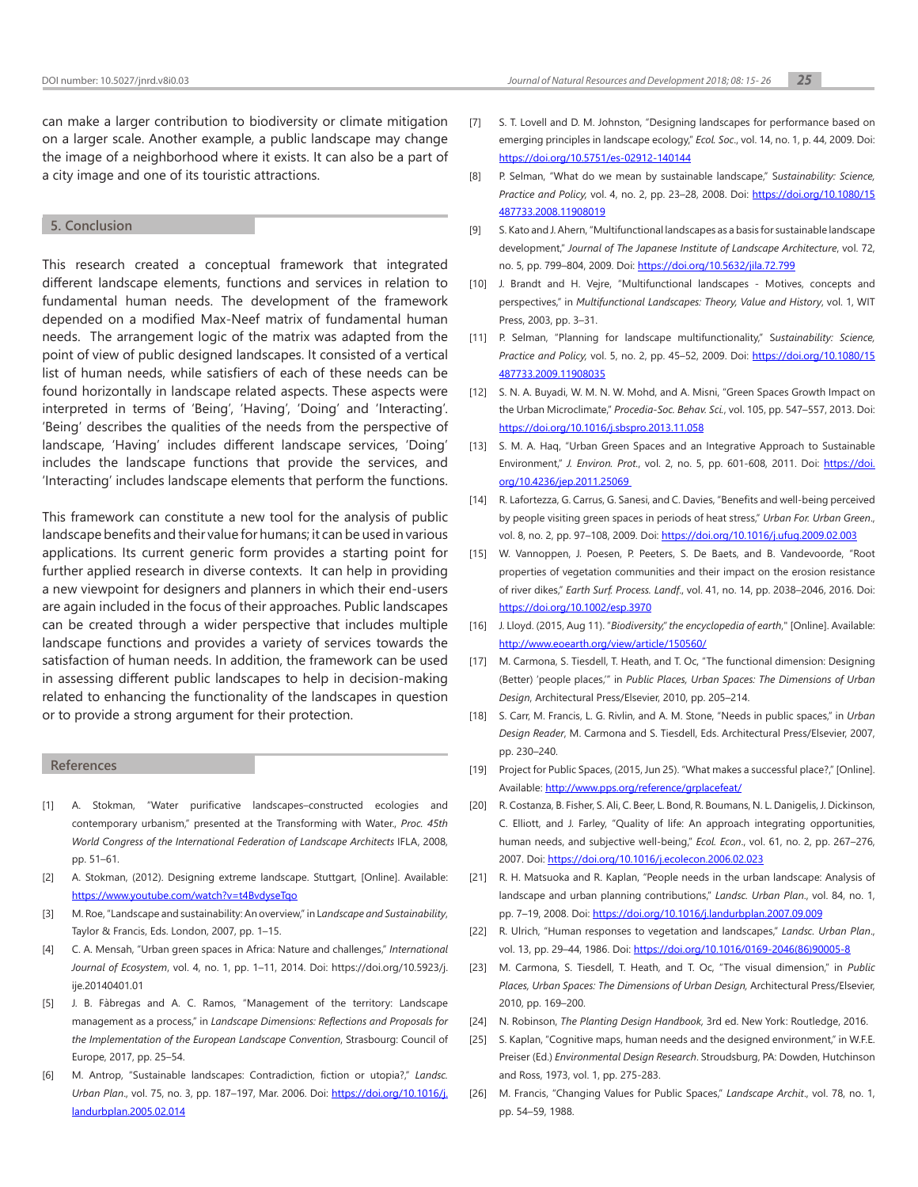can make a larger contribution to biodiversity or climate mitigation on a larger scale. Another example, a public landscape may change the image of a neighborhood where it exists. It can also be a part of a city image and one of its touristic attractions.

## 5. Conclusion

This research created a conceptual framework that integrated different landscape elements, functions and services in relation to fundamental human needs. The development of the framework depended on a modified Max-Neef matrix of fundamental human needs. The arrangement logic of the matrix was adapted from the point of view of public designed landscapes. It consisted of a vertical list of human needs, while satisfiers of each of these needs can be found horizontally in landscape related aspects. These aspects were interpreted in terms of 'Being', 'Having', 'Doing' and 'Interacting'. 'Being' describes the qualities of the needs from the perspective of landscape, 'Having' includes different landscape services, 'Doing' includes the landscape functions that provide the services, and 'Interacting' includes landscape elements that perform the functions.

This framework can constitute a new tool for the analysis of public landscape benefits and their value for humans; it can be used in various applications. Its current generic form provides a starting point for further applied research in diverse contexts. It can help in providing a new viewpoint for designers and planners in which their end-users are again included in the focus of their approaches. Public landscapes can be created through a wider perspective that includes multiple landscape functions and provides a variety of services towards the satisfaction of human needs. In addition, the framework can be used in assessing different public landscapes to help in decision-making related to enhancing the functionality of the landscapes in question or to provide a strong argument for their protection.

## References

[1] A. Stokman, "Water purificative landscapes–constructed ecologies and contemporary urbanism," presented at the Transforming with Water., *Proc. 45th World Congress of the International Federation of Landscape Architects* IFLA, 2008, pp. 51–61.

[2] A. Stokman, (2012). Designing extreme landscape. Stuttgart, [Online]. Available: https://www.youtube.com/watch?v=t4BvdyseTqo

[3] M. Roe, "Landscape and sustainability: An overview," in *Landscape and Sustainability*, Taylor & Francis, Eds. London, 2007, pp. 1–15.

[4] C. A. Mensah, "Urban green spaces in Africa: Nature and challenges," *International Journal of Ecosystem*, vol. 4, no. 1, pp. 1–11, 2014. Doi: https://doi.org/10.5923/j.ije.20140401.01

[5] J. B. Fàbregas and A. C. Ramos, "Management of the territory: Landscape management as a process," in *Landscape Dimensions: Reflections and Proposals for the Implementation of the European Landscape Convention*, Strasbourg: Council of Europe, 2017, pp. 25–54.

[6] M. Antrop, "Sustainable landscapes: Contradiction, fiction or utopia?," *Landsc. Urban Plan.*, vol. 75, no. 3, pp. 187–197, Mar. 2006. Doi: https://doi.org/10.1016/j.landurbplan.2005.02.014

[7] S. T. Lovell and D. M. Johnston, "Designing landscapes for performance based on emerging principles in landscape ecology," *Ecol. Soc.*, vol. 14, no. 1, p. 44, 2009. Doi: https://doi.org/10.5751/es-02912-140144

[8] P. Selman, "What do we mean by sustainable landscape," *Sustainability: Science, Practice and Policy*, vol. 4, no. 2, pp. 23–28, 2008. Doi: https://doi.org/10.1080/15487733.2008.11908019

[9] S. Kato and J. Ahern, "Multifunctional landscapes as a basis for sustainable landscape development," *Journal of The Japanese Institute of Landscape Architecture*, vol. 72, no. 5, pp. 799–804, 2009. Doi: https://doi.org/10.5632/jila.72.799

[10] J. Brandt and H. Vejre, "Multifunctional landscapes - Motives, concepts and perspectives," in *Multifunctional Landscapes: Theory, Value and History*, vol. 1, WIT Press, 2003, pp. 3–31.

[11] P. Selman, "Planning for landscape multifunctionality," *Sustainability: Science, Practice and Policy*, vol. 5, no. 2, pp. 45–52, 2009. Doi: https://doi.org/10.1080/15487733.2009.11908035

[12] S. N. A. Buyadi, W. M. N. W. Mohd, and A. Misni, "Green Spaces Growth Impact on the Urban Microclimate," *Procedia-Soc. Behav. Sci.*, vol. 105, pp. 547–557, 2013. Doi: https://doi.org/10.1016/j.sbspro.2013.11.058

[13] S. M. A. Haq, "Urban Green Spaces and an Integrative Approach to Sustainable Environment," *J. Environ. Prot.*, vol. 2, no. 5, pp. 601-608, 2011. Doi: https://doi.org/10.4236/jep.2011.25069

[14] R. Lafortezza, G. Carrus, G. Sanesi, and C. Davies, "Benefits and well-being perceived by people visiting green spaces in periods of heat stress," *Urban For. Urban Green.*, vol. 8, no. 2, pp. 97–108, 2009. Doi: https://doi.org/10.1016/j.ufug.2009.02.003

[15] W. Vannoppen, J. Poesen, P. Peeters, S. De Baets, and B. Vandevoorde, "Root properties of vegetation communities and their impact on the erosion resistance of river dikes," *Earth Surf. Process. Landf.*, vol. 41, no. 14, pp. 2038–2046, 2016. Doi: https://doi.org/10.1002/esp.3970

[16] J. Lloyd. (2015, Aug 11). "*Biodiversity," the encyclopedia of earth*," [Online]. Available: http://www.eoearth.org/view/article/150560/

[17] M. Carmona, S. Tiesdell, T. Heath, and T. Oc, "The functional dimension: Designing (Better) 'people places,'" in *Public Places, Urban Spaces: The Dimensions of Urban Design*, Architectural Press/Elsevier, 2010, pp. 205–214.

[18] S. Carr, M. Francis, L. G. Rivlin, and A. M. Stone, "Needs in public spaces," in *Urban Design Reader*, M. Carmona and S. Tiesdell, Eds. Architectural Press/Elsevier, 2007, pp. 230–240.

[19] Project for Public Spaces, (2015, Jun 25). "What makes a successful place?," [Online]. Available: http://www.pps.org/reference/grplacefeat/

[20] R. Costanza, B. Fisher, S. Ali, C. Beer, L. Bond, R. Boumans, N. L. Danigelis, J. Dickinson, C. Elliott, and J. Farley, "Quality of life: An approach integrating opportunities, human needs, and subjective well-being," *Ecol. Econ.*, vol. 61, no. 2, pp. 267–276, 2007. Doi: https://doi.org/10.1016/j.ecolecon.2006.02.023

[21] R. H. Matsuoka and R. Kaplan, "People needs in the urban landscape: Analysis of landscape and urban planning contributions," *Landsc. Urban Plan.*, vol. 84, no. 1, pp. 7–19, 2008. Doi: https://doi.org/10.1016/j.landurbplan.2007.09.009

[22] R. Ulrich, "Human responses to vegetation and landscapes," *Landsc. Urban Plan.*, vol. 13, pp. 29–44, 1986. Doi: https://doi.org/10.1016/0169-2046(86)90005-8

[23] M. Carmona, S. Tiesdell, T. Heath, and T. Oc, "The visual dimension," in *Public Places, Urban Spaces: The Dimensions of Urban Design*, Architectural Press/Elsevier, 2010, pp. 169–200.

[24] N. Robinson, *The Planting Design Handbook*, 3rd ed. New York: Routledge, 2016.

[25] S. Kaplan, "Cognitive maps, human needs and the designed environment," in W.F.E. Preiser (Ed.) *Environmental Design Research*. Stroudsburg, PA: Dowden, Hutchinson and Ross, 1973, vol. 1, pp. 275-283.

[26] M. Francis, "Changing Values for Public Spaces," *Landscape Archit.*, vol. 78, no. 1, pp. 54–59, 1988.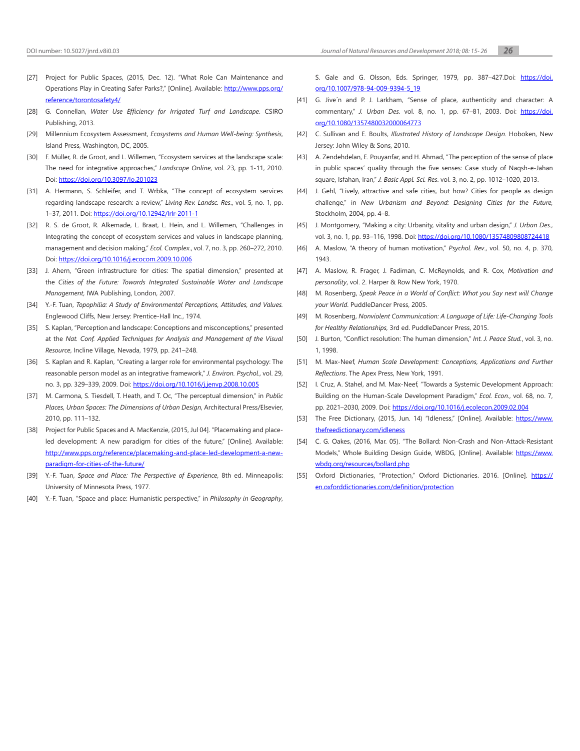[27] Project for Public Spaces, (2015, Dec. 12). "What Role Can Maintenance and Operations Play in Creating Safer Parks?," [Online]. Available: http://www.pps.org/reference/torontosafety4/

[28] G. Connellan, *Water Use Efficiency for Irrigated Turf and Landscape*. CSIRO Publishing, 2013.

[29] Millennium Ecosystem Assessment, *Ecosystems and Human Well-being: Synthesis*, Island Press, Washington, DC, 2005.

[30] F. Müller, R. de Groot, and L. Willemen, "Ecosystem services at the landscape scale: The need for integrative approaches," *Landscape Online*, vol. 23, pp. 1-11, 2010. Doi: https://doi.org/10.3097/lo.201023

[31] A. Hermann, S. Schleifer, and T. Wrbka, "The concept of ecosystem services regarding landscape research: a review," *Living Rev. Landsc. Res*., vol. 5, no. 1, pp. 1–37, 2011. Doi: https://doi.org/10.12942/lrlr-2011-1

[32] R. S. de Groot, R. Alkemade, L. Braat, L. Hein, and L. Willemen, "Challenges in Integrating the concept of ecosystem services and values in landscape planning, management and decision making," *Ecol. Complex*., vol. 7, no. 3, pp. 260–272, 2010. Doi: https://doi.org/10.1016/j.ecocom.2009.10.006

[33] J. Ahern, "Green infrastructure for cities: The spatial dimension," presented at the *Cities of the Future: Towards Integrated Sustainable Water and Landscape Management*, IWA Publishing, London, 2007.

[34] Y.-F. Tuan, *Topophilia: A Study of Environmental Perceptions, Attitudes, and Values.* Englewood Cliffs, New Jersey: Prentice-Hall Inc., 1974.

[35] S. Kaplan, "Perception and landscape: Conceptions and misconceptions," presented at the *Nat. Conf. Applied Techniques for Analysis and Management of the Visual Resource*, Incline Village, Nevada, 1979, pp. 241–248.

[36] S. Kaplan and R. Kaplan, "Creating a larger role for environmental psychology: The reasonable person model as an integrative framework," *J. Environ. Psychol*., vol. 29, no. 3, pp. 329–339, 2009. Doi: https://doi.org/10.1016/j.jenvp.2008.10.005

[37] M. Carmona, S. Tiesdell, T. Heath, and T. Oc, "The perceptual dimension," in *Public Places, Urban Spaces: The Dimensions of Urban Design*, Architectural Press/Elsevier, 2010, pp. 111–132.

[38] Project for Public Spaces and A. MacKenzie, (2015, Jul 04]. "Placemaking and place-led development: A new paradigm for cities of the future," [Online]. Available: http://www.pps.org/reference/placemaking-and-place-led-development-a-new-paradigm-for-cities-of-the-future/

[39] Y.-F. Tuan, *Space and Place: The Perspective of Experience*, 8th ed. Minneapolis: University of Minnesota Press, 1977.

[40] Y.-F. Tuan, "Space and place: Humanistic perspective," in *Philosophy in Geography*, S. Gale and G. Olsson, Eds. Springer, 1979, pp. 387–427.Doi: https://doi.org/10.1007/978-94-009-9394-5_19

[41] G. Jive´n and P. J. Larkham, "Sense of place, authenticity and character: A commentary," *J. Urban Des.* vol. 8, no. 1, pp. 67–81, 2003. Doi: https://doi.org/10.1080/1357480032000064773

[42] C. Sullivan and E. Boults, *Illustrated History of Landscape Design.* Hoboken, New Jersey: John Wiley & Sons, 2010.

[43] A. Zendehdelan, E. Pouyanfar, and H. Ahmad, "The perception of the sense of place in public spaces' quality through the five senses: Case study of Naqsh-e-Jahan square, Isfahan, Iran," *J. Basic Appl. Sci. Res*. vol. 3, no. 2, pp. 1012–1020, 2013.

[44] J. Gehl, "Lively, attractive and safe cities, but how? Cities for people as design challenge," in *New Urbanism and Beyond: Designing Cities for the Future,* Stockholm, 2004, pp. 4–8.

[45] J. Montgomery, "Making a city: Urbanity, vitality and urban design," *J. Urban Des*., vol. 3, no. 1, pp. 93–116, 1998. Doi: https://doi.org/10.1080/13574809808724418

[46] A. Maslow, "A theory of human motivation," *Psychol. Rev*., vol. 50, no. 4, p. 370, 1943.

[47] A. Maslow, R. Frager, J. Fadiman, C. McReynolds, and R. Cox, *Motivation and personality*, vol. 2. Harper & Row New York, 1970.

[48] M. Rosenberg, *Speak Peace in a World of Conflict: What you Say next will Change your World*. PuddleDancer Press, 2005.

[49] M. Rosenberg, *Nonviolent Communication: A Language of Life: Life-Changing Tools for Healthy Relationships*, 3rd ed. PuddleDancer Press, 2015.

[50] J. Burton, "Conflict resolution: The human dimension," *Int. J. Peace Stud.*, vol. 3, no. 1, 1998.

[51] M. Max-Neef, *Human Scale Development: Conceptions, Applications and Further Reflections*. The Apex Press, New York, 1991.

[52] I. Cruz, A. Stahel, and M. Max-Neef, "Towards a Systemic Development Approach: Building on the Human-Scale Development Paradigm," *Ecol. Econ.*, vol. 68, no. 7, pp. 2021–2030, 2009. Doi: https://doi.org/10.1016/j.ecolecon.2009.02.004

[53] The Free Dictionary, (2015, Jun. 14) "Idleness," [Online]. Available: https://www.thefreedictionary.com/idleness

[54] C. G. Oakes, (2016, Mar. 05). "The Bollard: Non-Crash and Non-Attack-Resistant Models," Whole Building Design Guide, WBDG, [Online]. Available: https://www.wbdg.org/resources/bollard.php

[55] Oxford Dictionaries, "Protection," Oxford Dictionaries. 2016. [Online]. https://en.oxforddictionaries.com/definition/protection